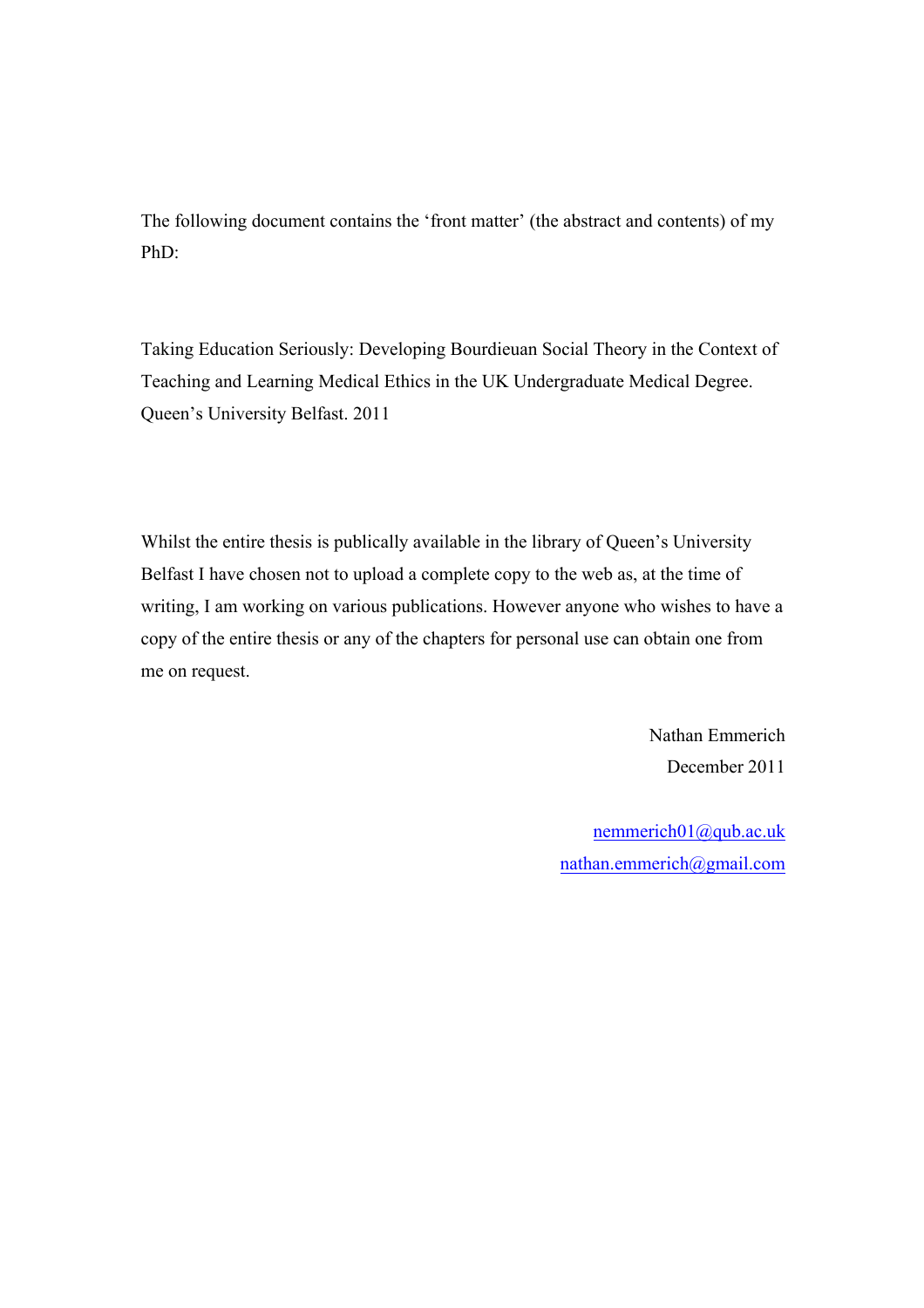The following document contains the 'front matter' (the abstract and contents) of my PhD:

Taking Education Seriously: Developing Bourdieuan Social Theory in the Context of Teaching and Learning Medical Ethics in the UK Undergraduate Medical Degree. Queen's University Belfast. 2011

Whilst the entire thesis is publically available in the library of Queen's University Belfast I have chosen not to upload a complete copy to the web as, at the time of writing, I am working on various publications. However anyone who wishes to have a copy of the entire thesis or any of the chapters for personal use can obtain one from me on request.

Nathan Emmerich  
December 2011

nemmerich01@qub.ac.uk  
nathan.emmerich@gmail.com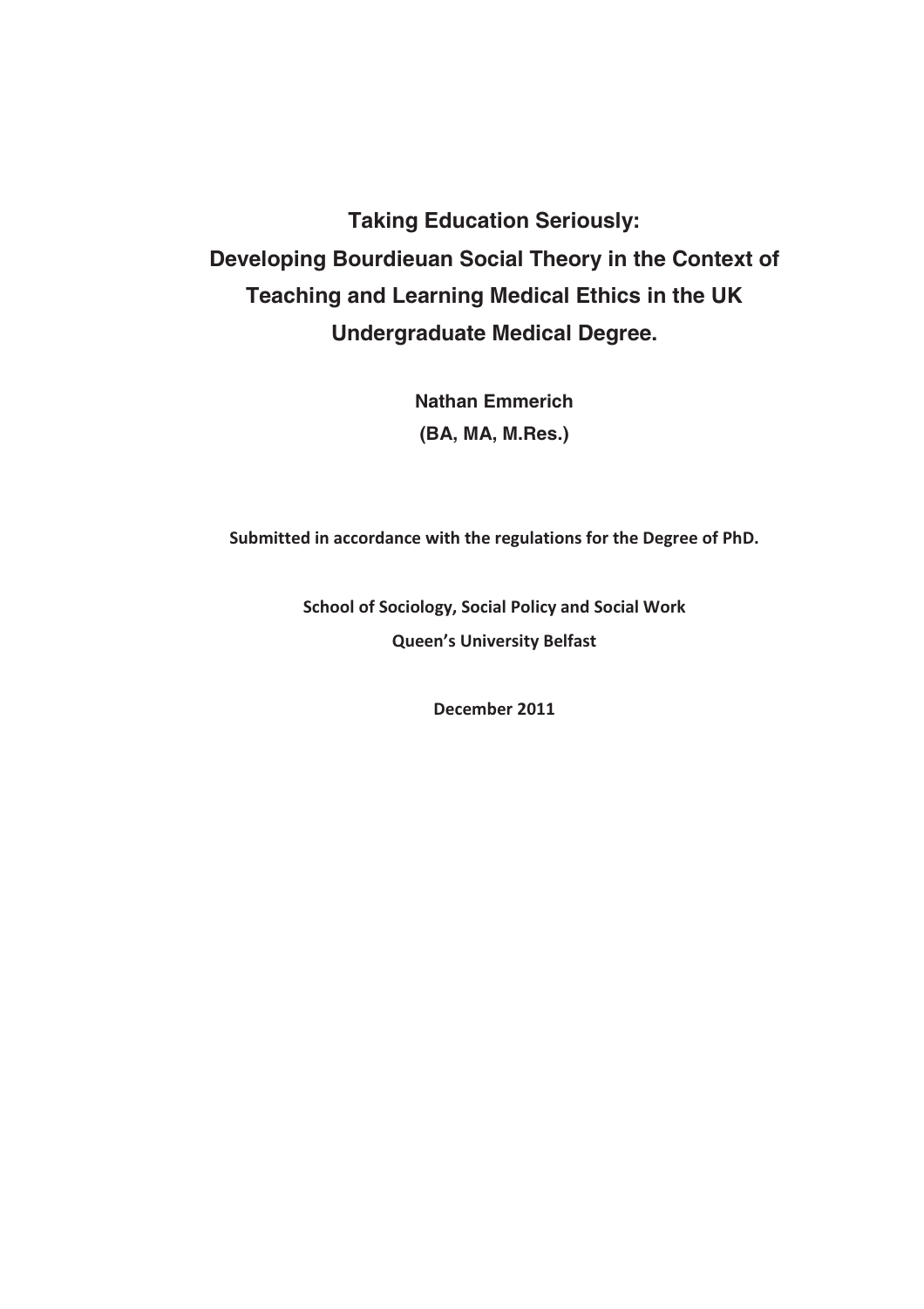# Taking Education Seriously: Developing Bourdieuan Social Theory in the Context of Teaching and Learning Medical Ethics in the UK Undergraduate Medical Degree.

**Nathan Emmerich**

**(BA, MA, M.Res.)**

**Submitted in accordance with the regulations for the Degree of PhD.**

**School of Sociology, Social Policy and Social Work**

**Queen's University Belfast**

**December 2011**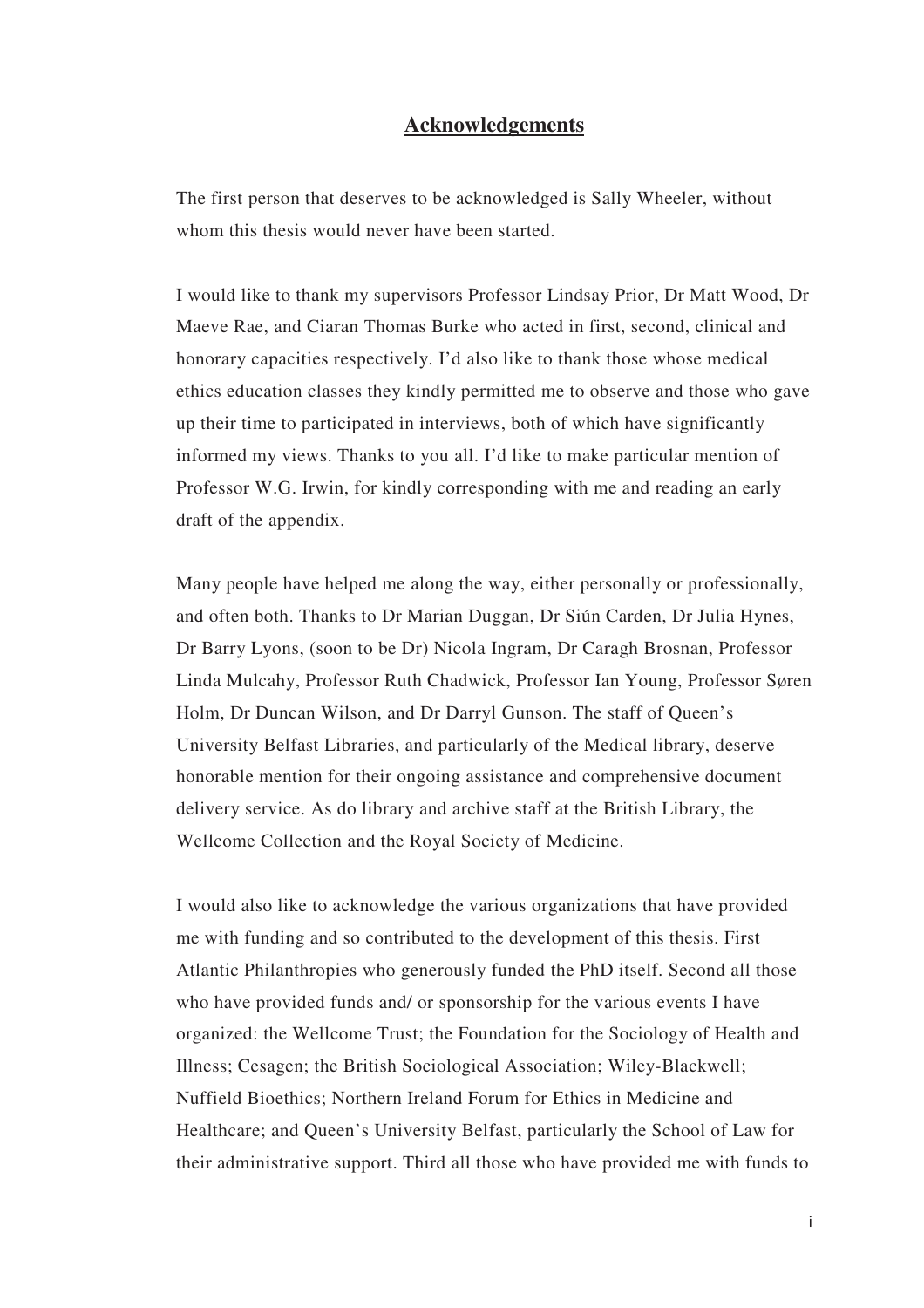## Acknowledgements

The first person that deserves to be acknowledged is Sally Wheeler, without whom this thesis would never have been started.

I would like to thank my supervisors Professor Lindsay Prior, Dr Matt Wood, Dr Maeve Rae, and Ciaran Thomas Burke who acted in first, second, clinical and honorary capacities respectively. I'd also like to thank those whose medical ethics education classes they kindly permitted me to observe and those who gave up their time to participated in interviews, both of which have significantly informed my views. Thanks to you all. I'd like to make particular mention of Professor W.G. Irwin, for kindly corresponding with me and reading an early draft of the appendix.

Many people have helped me along the way, either personally or professionally, and often both. Thanks to Dr Marian Duggan, Dr Siún Carden, Dr Julia Hynes, Dr Barry Lyons, (soon to be Dr) Nicola Ingram, Dr Caragh Brosnan, Professor Linda Mulcahy, Professor Ruth Chadwick, Professor Ian Young, Professor Søren Holm, Dr Duncan Wilson, and Dr Darryl Gunson. The staff of Queen's University Belfast Libraries, and particularly of the Medical library, deserve honorable mention for their ongoing assistance and comprehensive document delivery service. As do library and archive staff at the British Library, the Wellcome Collection and the Royal Society of Medicine.

I would also like to acknowledge the various organizations that have provided me with funding and so contributed to the development of this thesis. First Atlantic Philanthropies who generously funded the PhD itself. Second all those who have provided funds and/ or sponsorship for the various events I have organized: the Wellcome Trust; the Foundation for the Sociology of Health and Illness; Cesagen; the British Sociological Association; Wiley-Blackwell; Nuffield Bioethics; Northern Ireland Forum for Ethics in Medicine and Healthcare; and Queen's University Belfast, particularly the School of Law for their administrative support. Third all those who have provided me with funds to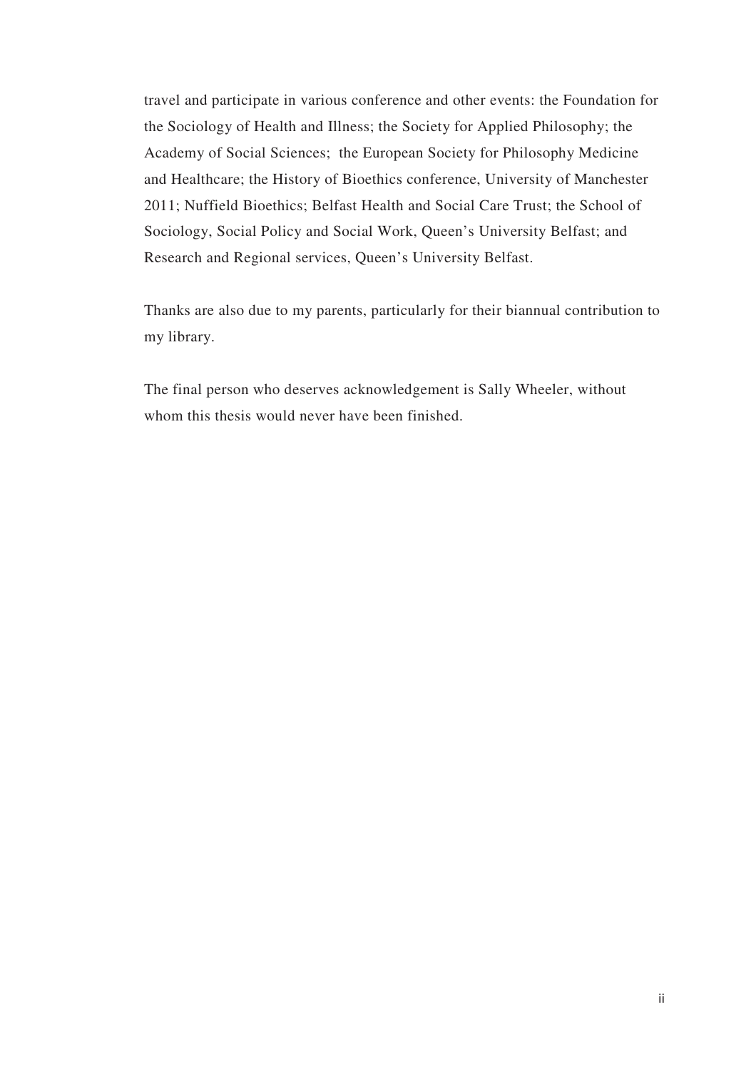travel and participate in various conference and other events: the Foundation for the Sociology of Health and Illness; the Society for Applied Philosophy; the Academy of Social Sciences; the European Society for Philosophy Medicine and Healthcare; the History of Bioethics conference, University of Manchester 2011; Nuffield Bioethics; Belfast Health and Social Care Trust; the School of Sociology, Social Policy and Social Work, Queen's University Belfast; and Research and Regional services, Queen's University Belfast.

Thanks are also due to my parents, particularly for their biannual contribution to my library.

The final person who deserves acknowledgement is Sally Wheeler, without whom this thesis would never have been finished.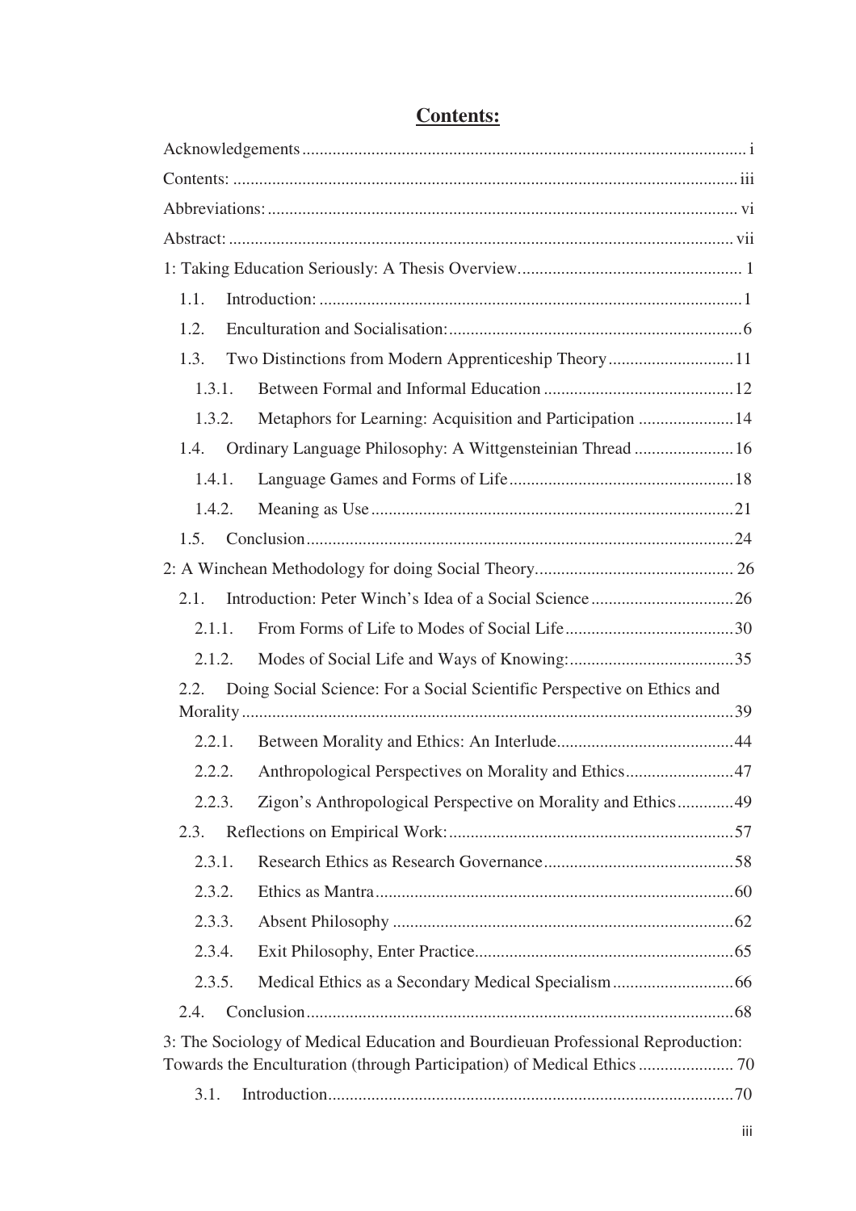# Contents:

- Acknowledgements ..... i
- Contents: ..... iii
- Abbreviations: ..... vi
- Abstract: ..... vii
- 1: Taking Education Seriously: A Thesis Overview ..... 1
  - 1.1. Introduction: ..... 1
  - 1.2. Enculturation and Socialisation: ..... 6
  - 1.3. Two Distinctions from Modern Apprenticeship Theory ..... 11
    - 1.3.1. Between Formal and Informal Education ..... 12
    - 1.3.2. Metaphors for Learning: Acquisition and Participation ..... 14
  - 1.4. Ordinary Language Philosophy: A Wittgensteinian Thread ..... 16
    - 1.4.1. Language Games and Forms of Life ..... 18
    - 1.4.2. Meaning as Use ..... 21
  - 1.5. Conclusion ..... 24
- 2: A Winchean Methodology for doing Social Theory ..... 26
  - 2.1. Introduction: Peter Winch's Idea of a Social Science ..... 26
    - 2.1.1. From Forms of Life to Modes of Social Life ..... 30
    - 2.1.2. Modes of Social Life and Ways of Knowing: ..... 35
  - 2.2. Doing Social Science: For a Social Scientific Perspective on Ethics and Morality ..... 39
    - 2.2.1. Between Morality and Ethics: An Interlude ..... 44
    - 2.2.2. Anthropological Perspectives on Morality and Ethics ..... 47
    - 2.2.3. Zigon's Anthropological Perspective on Morality and Ethics ..... 49
  - 2.3. Reflections on Empirical Work: ..... 57
    - 2.3.1. Research Ethics as Research Governance ..... 58
    - 2.3.2. Ethics as Mantra ..... 60
    - 2.3.3. Absent Philosophy ..... 62
    - 2.3.4. Exit Philosophy, Enter Practice ..... 65
    - 2.3.5. Medical Ethics as a Secondary Medical Specialism ..... 66
  - 2.4. Conclusion ..... 68
- 3: The Sociology of Medical Education and Bourdieuan Professional Reproduction: Towards the Enculturation (through Participation) of Medical Ethics ..... 70
  - 3.1. Introduction ..... 70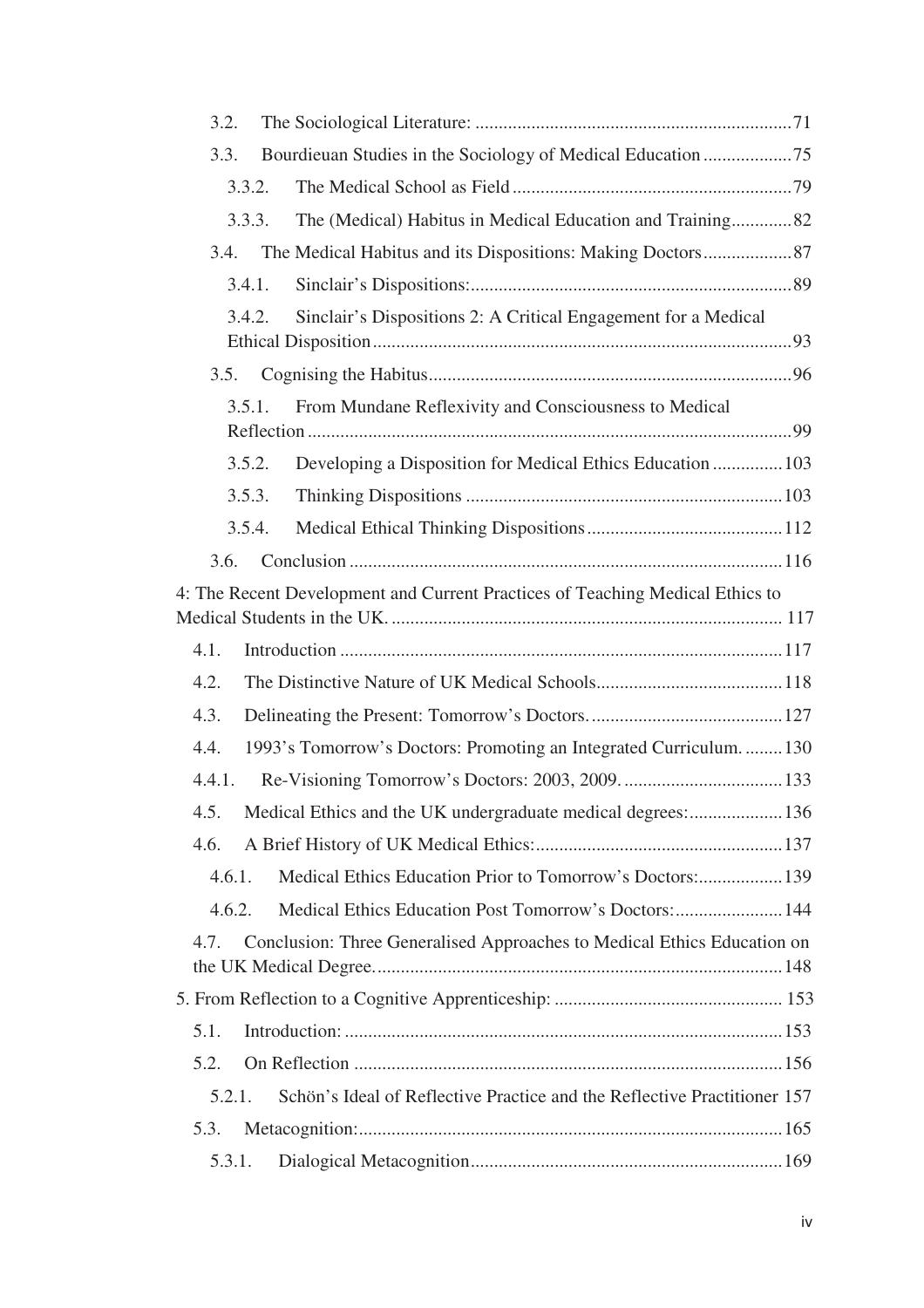- 3.2. The Sociological Literature: 71
- 3.3. Bourdieuan Studies in the Sociology of Medical Education 75
  - 3.3.2. The Medical School as Field 79
  - 3.3.3. The (Medical) Habitus in Medical Education and Training 82
- 3.4. The Medical Habitus and its Dispositions: Making Doctors 87
  - 3.4.1. Sinclair's Dispositions: 89
  - 3.4.2. Sinclair's Dispositions 2: A Critical Engagement for a Medical Ethical Disposition 93
- 3.5. Cognising the Habitus 96
  - 3.5.1. From Mundane Reflexivity and Consciousness to Medical Reflection 99
  - 3.5.2. Developing a Disposition for Medical Ethics Education 103
  - 3.5.3. Thinking Dispositions 103
  - 3.5.4. Medical Ethical Thinking Dispositions 112
- 3.6. Conclusion 116

4: The Recent Development and Current Practices of Teaching Medical Ethics to Medical Students in the UK. 117

- 4.1. Introduction 117
- 4.2. The Distinctive Nature of UK Medical Schools 118
- 4.3. Delineating the Present: Tomorrow's Doctors. 127
- 4.4. 1993's Tomorrow's Doctors: Promoting an Integrated Curriculum. 130
- 4.4.1. Re-Visioning Tomorrow's Doctors: 2003, 2009. 133
- 4.5. Medical Ethics and the UK undergraduate medical degrees: 136
- 4.6. A Brief History of UK Medical Ethics: 137
  - 4.6.1. Medical Ethics Education Prior to Tomorrow's Doctors: 139
  - 4.6.2. Medical Ethics Education Post Tomorrow's Doctors: 144
- 4.7. Conclusion: Three Generalised Approaches to Medical Ethics Education on the UK Medical Degree. 148

5. From Reflection to a Cognitive Apprenticeship: 153

- 5.1. Introduction: 153
- 5.2. On Reflection 156
  - 5.2.1. Schön's Ideal of Reflective Practice and the Reflective Practitioner 157
- 5.3. Metacognition: 165
  - 5.3.1. Dialogical Metacognition 169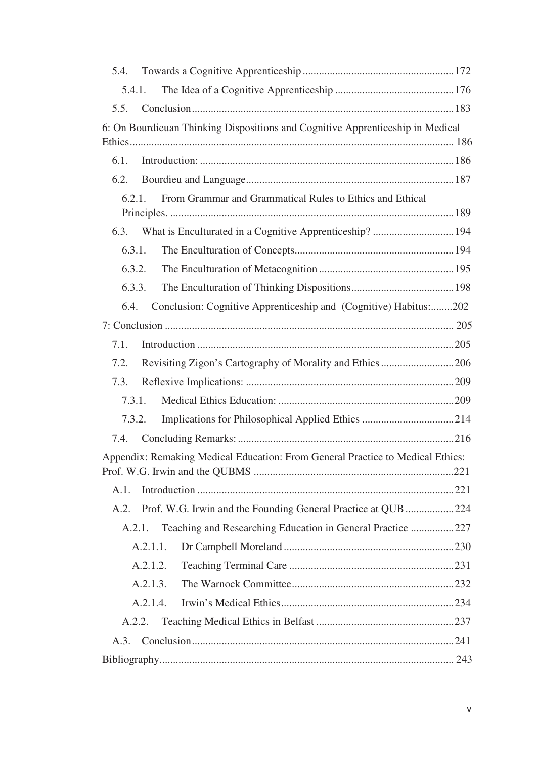5.4. Towards a Cognitive Apprenticeship .......................................................172

5.4.1. The Idea of a Cognitive Apprenticeship ...........................................176

5.5. Conclusion................................................................................................183

6: On Bourdieuan Thinking Dispositions and Cognitive Apprenticeship in Medical Ethics....................................................................................................................... 186

6.1. Introduction: ............................................................................................186

6.2. Bourdieu and Language............................................................................187

6.2.1. From Grammar and Grammatical Rules to Ethics and Ethical Principles. ........................................................................................................189

6.3. What is Enculturated in a Cognitive Apprenticeship? .............................194

6.3.1. The Enculturation of Concepts..........................................................194

6.3.2. The Enculturation of Metacognition .................................................195

6.3.3. The Enculturation of Thinking Dispositions......................................198

6.4. Conclusion: Cognitive Apprenticeship and (Cognitive) Habitus:........202

7: Conclusion ......................................................................................................... 205

7.1. Introduction .............................................................................................205

7.2. Revisiting Zigon's Cartography of Morality and Ethics ...........................206

7.3. Reflexive Implications: ............................................................................209

7.3.1. Medical Ethics Education: ................................................................209

7.3.2. Implications for Philosophical Applied Ethics .................................214

7.4. Concluding Remarks: ...............................................................................216

Appendix: Remaking Medical Education: From General Practice to Medical Ethics: Prof. W.G. Irwin and the QUBMS .........................................................................221

A.1. Introduction .............................................................................................221

A.2. Prof. W.G. Irwin and the Founding General Practice at QUB .................224

A.2.1. Teaching and Researching Education in General Practice ................227

A.2.1.1. Dr Campbell Moreland ..............................................................230

A.2.1.2. Teaching Terminal Care ............................................................231

A.2.1.3. The Warnock Committee...........................................................232

A.2.1.4. Irwin's Medical Ethics...............................................................234

A.2.2. Teaching Medical Ethics in Belfast ..................................................237

A.3. Conclusion................................................................................................241

Bibliography........................................................................................................... 243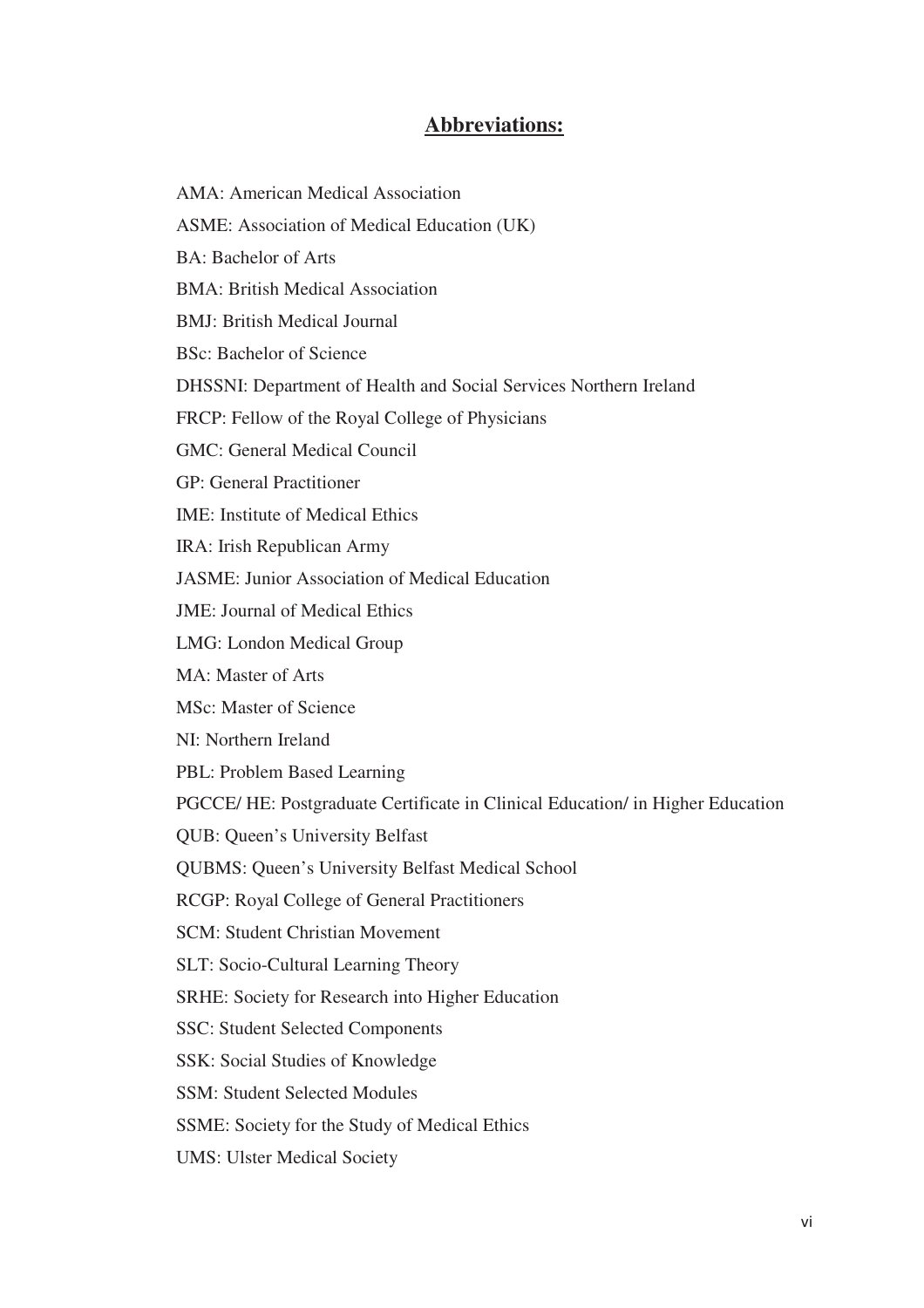## Abbreviations:

AMA: American Medical Association

ASME: Association of Medical Education (UK)

BA: Bachelor of Arts

BMA: British Medical Association

BMJ: British Medical Journal

BSc: Bachelor of Science

DHSSNI: Department of Health and Social Services Northern Ireland

FRCP: Fellow of the Royal College of Physicians

GMC: General Medical Council

GP: General Practitioner

IME: Institute of Medical Ethics

IRA: Irish Republican Army

JASME: Junior Association of Medical Education

JME: Journal of Medical Ethics

LMG: London Medical Group

MA: Master of Arts

MSc: Master of Science

NI: Northern Ireland

PBL: Problem Based Learning

PGCCE/ HE: Postgraduate Certificate in Clinical Education/ in Higher Education

QUB: Queen's University Belfast

QUBMS: Queen's University Belfast Medical School

RCGP: Royal College of General Practitioners

SCM: Student Christian Movement

SLT: Socio-Cultural Learning Theory

SRHE: Society for Research into Higher Education

SSC: Student Selected Components

SSK: Social Studies of Knowledge

SSM: Student Selected Modules

SSME: Society for the Study of Medical Ethics

UMS: Ulster Medical Society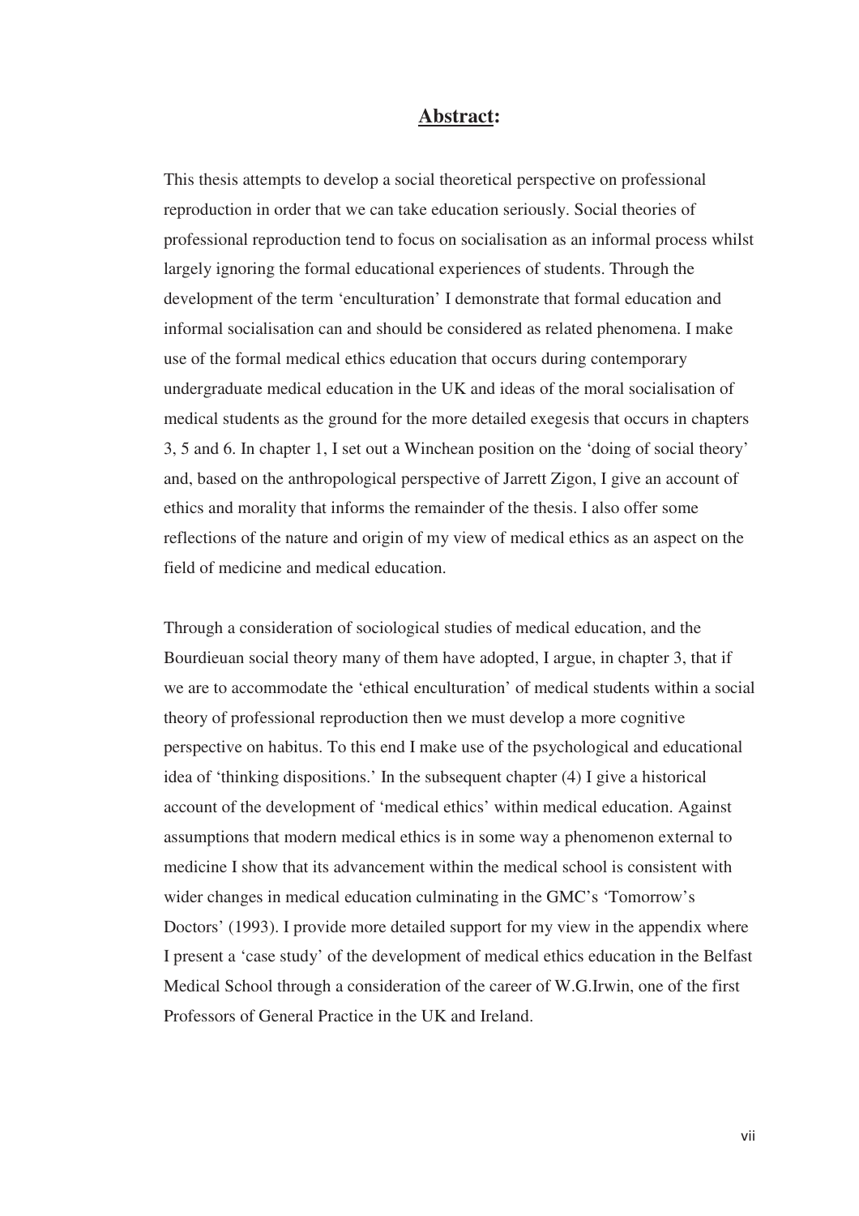# **Abstract:**

This thesis attempts to develop a social theoretical perspective on professional reproduction in order that we can take education seriously. Social theories of professional reproduction tend to focus on socialisation as an informal process whilst largely ignoring the formal educational experiences of students. Through the development of the term 'enculturation' I demonstrate that formal education and informal socialisation can and should be considered as related phenomena. I make use of the formal medical ethics education that occurs during contemporary undergraduate medical education in the UK and ideas of the moral socialisation of medical students as the ground for the more detailed exegesis that occurs in chapters 3, 5 and 6. In chapter 1, I set out a Winchean position on the 'doing of social theory' and, based on the anthropological perspective of Jarrett Zigon, I give an account of ethics and morality that informs the remainder of the thesis. I also offer some reflections of the nature and origin of my view of medical ethics as an aspect on the field of medicine and medical education.

Through a consideration of sociological studies of medical education, and the Bourdieuan social theory many of them have adopted, I argue, in chapter 3, that if we are to accommodate the 'ethical enculturation' of medical students within a social theory of professional reproduction then we must develop a more cognitive perspective on habitus. To this end I make use of the psychological and educational idea of 'thinking dispositions.' In the subsequent chapter (4) I give a historical account of the development of 'medical ethics' within medical education. Against assumptions that modern medical ethics is in some way a phenomenon external to medicine I show that its advancement within the medical school is consistent with wider changes in medical education culminating in the GMC's 'Tomorrow's Doctors' (1993). I provide more detailed support for my view in the appendix where I present a 'case study' of the development of medical ethics education in the Belfast Medical School through a consideration of the career of W.G.Irwin, one of the first Professors of General Practice in the UK and Ireland.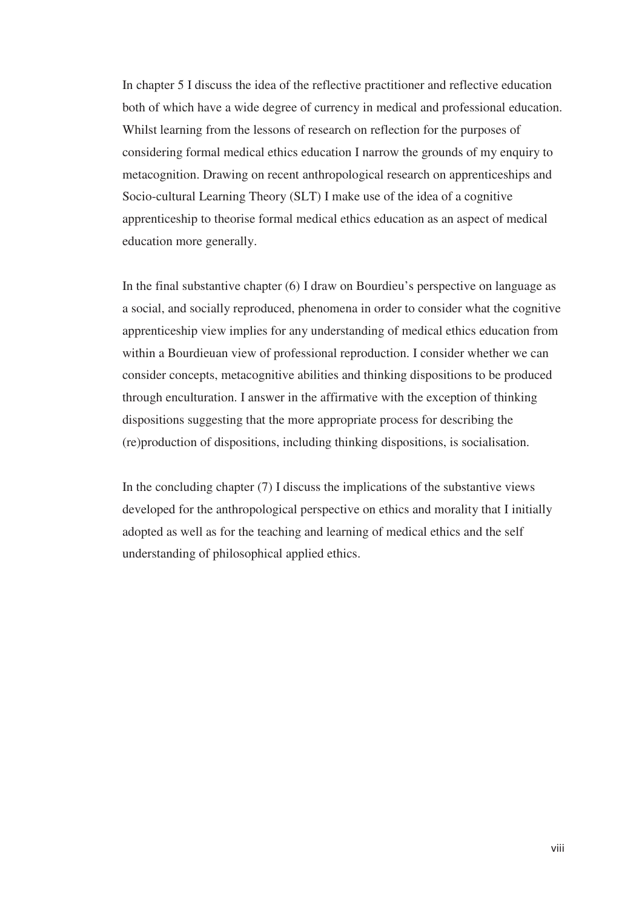In chapter 5 I discuss the idea of the reflective practitioner and reflective education both of which have a wide degree of currency in medical and professional education. Whilst learning from the lessons of research on reflection for the purposes of considering formal medical ethics education I narrow the grounds of my enquiry to metacognition. Drawing on recent anthropological research on apprenticeships and Socio-cultural Learning Theory (SLT) I make use of the idea of a cognitive apprenticeship to theorise formal medical ethics education as an aspect of medical education more generally.

In the final substantive chapter (6) I draw on Bourdieu's perspective on language as a social, and socially reproduced, phenomena in order to consider what the cognitive apprenticeship view implies for any understanding of medical ethics education from within a Bourdieuan view of professional reproduction. I consider whether we can consider concepts, metacognitive abilities and thinking dispositions to be produced through enculturation. I answer in the affirmative with the exception of thinking dispositions suggesting that the more appropriate process for describing the (re)production of dispositions, including thinking dispositions, is socialisation.

In the concluding chapter (7) I discuss the implications of the substantive views developed for the anthropological perspective on ethics and morality that I initially adopted as well as for the teaching and learning of medical ethics and the self understanding of philosophical applied ethics.